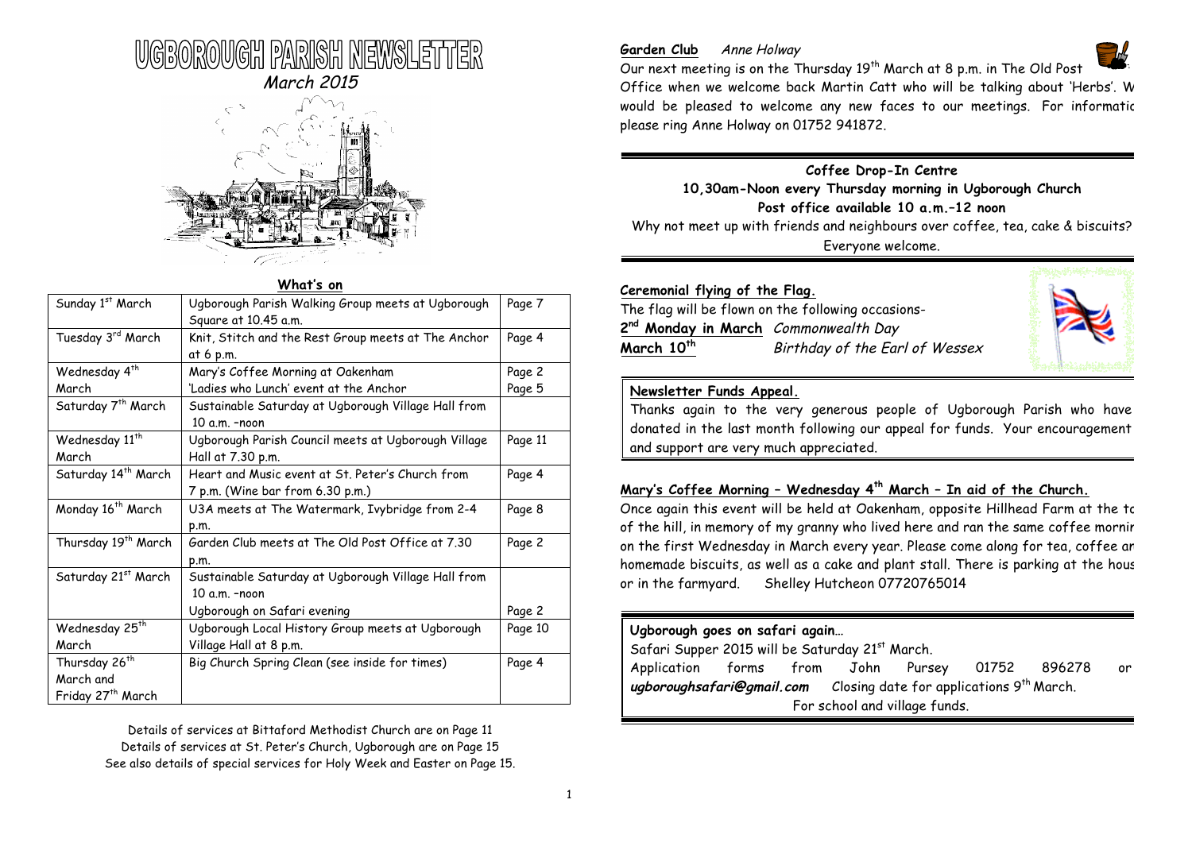# UGBOROUGH PARISH NEWSLETTER

*March 2015*

**What's on**

| | | |
|---|---|---|
| Sunday 1st March | Ugborough Parish Walking Group meets at Ugborough Square at 10.45 a.m. | Page 7 |
| Tuesday 3rd March | Knit, Stitch and the Rest Group meets at The Anchor at 6 p.m. | Page 4 |
| Wednesday 4th March | Mary's Coffee Morning at Oakenham<br>'Ladies who Lunch' event at the Anchor | Page 2<br>Page 5 |
| Saturday 7th March | Sustainable Saturday at Ugborough Village Hall from 10 a.m. -noon | |
| Wednesday 11th March | Ugborough Parish Council meets at Ugborough Village Hall at 7.30 p.m. | Page 11 |
| Saturday 14th March | Heart and Music event at St. Peter's Church from 7 p.m. (Wine bar from 6.30 p.m.) | Page 4 |
| Monday 16th March | U3A meets at The Watermark, Ivybridge from 2-4 p.m. | Page 8 |
| Thursday 19th March | Garden Club meets at The Old Post Office at 7.30 p.m. | Page 2 |
| Saturday 21st March | Sustainable Saturday at Ugborough Village Hall from 10 a.m. -noon<br>Ugborough on Safari evening | <br>Page 2 |
| Wednesday 25th March | Ugborough Local History Group meets at Ugborough Village Hall at 8 p.m. | Page 10 |
| Thursday 26th March and Friday 27th March | Big Church Spring Clean (see inside for times) | Page 4 |

Details of services at Bittaford Methodist Church are on Page 11
Details of services at St. Peter's Church, Ugborough are on Page 15
See also details of special services for Holy Week and Easter on Page 15.

**Garden Club** *Anne Holway*

Our next meeting is on the Thursday 19th March at 8 p.m. in The Old Post Office when we welcome back Martin Catt who will be talking about 'Herbs'. W would be pleased to welcome any new faces to our meetings. For informatic please ring Anne Holway on 01752 941872.

---

**Coffee Drop-In Centre**
**10,30am-Noon every Thursday morning in Ugborough Church**
**Post office available 10 a.m.–12 noon**

Why not meet up with friends and neighbours over coffee, tea, cake & biscuits? Everyone welcome.

---

**Ceremonial flying of the Flag.**

The flag will be flown on the following occasions-

**2nd Monday in March** *Commonwealth Day*
**March 10th** *Birthday of the Earl of Wessex*

**Newsletter Funds Appeal.**

Thanks again to the very generous people of Ugborough Parish who have donated in the last month following our appeal for funds. Your encouragement and support are very much appreciated.

**Mary's Coffee Morning – Wednesday 4th March – In aid of the Church.**

Once again this event will be held at Oakenham, opposite Hillhead Farm at the tc of the hill, in memory of my granny who lived here and ran the same coffee mornir on the first Wednesday in March every year. Please come along for tea, coffee ar homemade biscuits, as well as a cake and plant stall. There is parking at the hous or in the farmyard. Shelley Hutcheon 07720765014

**Ugborough goes on safari again…**

Safari Supper 2015 will be Saturday 21st March.

Application forms from John Pursey 01752 896278 or ***ugboroughsafari@gmail.com*** Closing date for applications 9th March.

For school and village funds.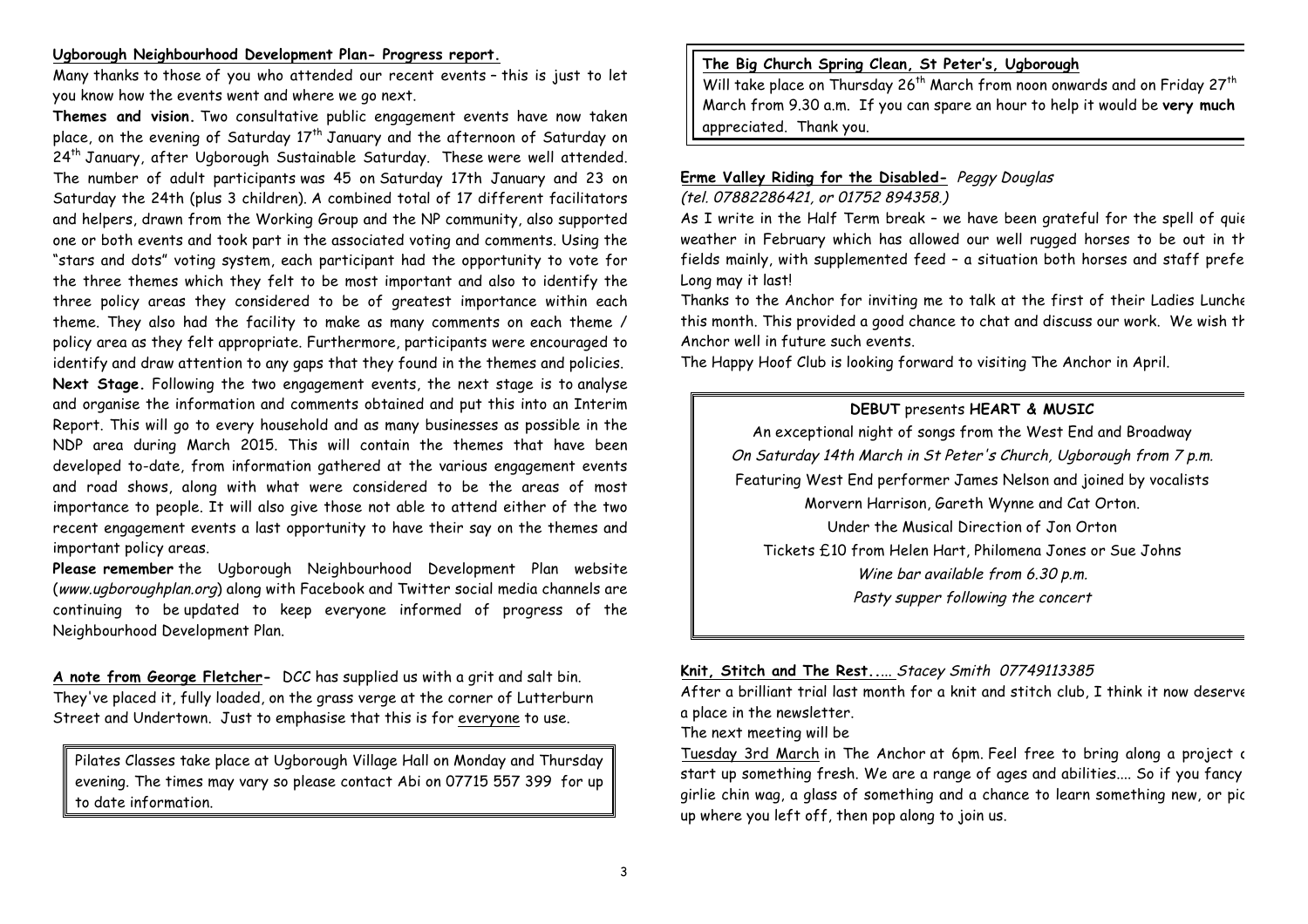**Ugborough Neighbourhood Development Plan- Progress report.**

Many thanks to those of you who attended our recent events – this is just to let you know how the events went and where we go next.

**Themes and vision.** Two consultative public engagement events have now taken place, on the evening of Saturday 17th January and the afternoon of Saturday on 24th January, after Ugborough Sustainable Saturday. These were well attended. The number of adult participants was 45 on Saturday 17th January and 23 on Saturday the 24th (plus 3 children). A combined total of 17 different facilitators and helpers, drawn from the Working Group and the NP community, also supported one or both events and took part in the associated voting and comments. Using the "stars and dots" voting system, each participant had the opportunity to vote for the three themes which they felt to be most important and also to identify the three policy areas they considered to be of greatest importance within each theme. They also had the facility to make as many comments on each theme / policy area as they felt appropriate. Furthermore, participants were encouraged to identify and draw attention to any gaps that they found in the themes and policies.

**Next Stage.** Following the two engagement events, the next stage is to analyse and organise the information and comments obtained and put this into an Interim Report. This will go to every household and as many businesses as possible in the NDP area during March 2015. This will contain the themes that have been developed to-date, from information gathered at the various engagement events and road shows, along with what were considered to be the areas of most importance to people. It will also give those not able to attend either of the two recent engagement events a last opportunity to have their say on the themes and important policy areas.

**Please remember** the Ugborough Neighbourhood Development Plan website (*www.ugboroughplan.org*) along with Facebook and Twitter social media channels are continuing to be updated to keep everyone informed of progress of the Neighbourhood Development Plan.

**A note from George Fletcher-** DCC has supplied us with a grit and salt bin. They've placed it, fully loaded, on the grass verge at the corner of Lutterburn Street and Undertown. Just to emphasise that this is for everyone to use.

Pilates Classes take place at Ugborough Village Hall on Monday and Thursday evening. The times may vary so please contact Abi on 07715 557 399 for up to date information.

**The Big Church Spring Clean, St Peter's, Ugborough**

Will take place on Thursday 26th March from noon onwards and on Friday 27th March from 9.30 a.m. If you can spare an hour to help it would be **very much** appreciated. Thank you.

**Erme Valley Riding for the Disabled-** *Peggy Douglas (tel. 07882286421, or 01752 894358.)*

As I write in the Half Term break – we have been grateful for the spell of quie weather in February which has allowed our well rugged horses to be out in th fields mainly, with supplemented feed – a situation both horses and staff prefe Long may it last!

Thanks to the Anchor for inviting me to talk at the first of their Ladies Lunche this month. This provided a good chance to chat and discuss our work. We wish th Anchor well in future such events.

The Happy Hoof Club is looking forward to visiting The Anchor in April.

**DEBUT** presents **HEART & MUSIC**

An exceptional night of songs from the West End and Broadway

*On Saturday 14th March in St Peter's Church, Ugborough from 7 p.m.*

Featuring West End performer James Nelson and joined by vocalists Morvern Harrison, Gareth Wynne and Cat Orton.

Under the Musical Direction of Jon Orton

Tickets £10 from Helen Hart, Philomena Jones or Sue Johns

*Wine bar available from 6.30 p.m.*

*Pasty supper following the concert*

**Knit, Stitch and The Rest.....** *Stacey Smith 07749113385*

After a brilliant trial last month for a knit and stitch club, I think it now deserve a place in the newsletter.

The next meeting will be

Tuesday 3rd March in The Anchor at 6pm. Feel free to bring along a project c start up something fresh. We are a range of ages and abilities.... So if you fancy girlie chin wag, a glass of something and a chance to learn something new, or pic up where you left off, then pop along to join us.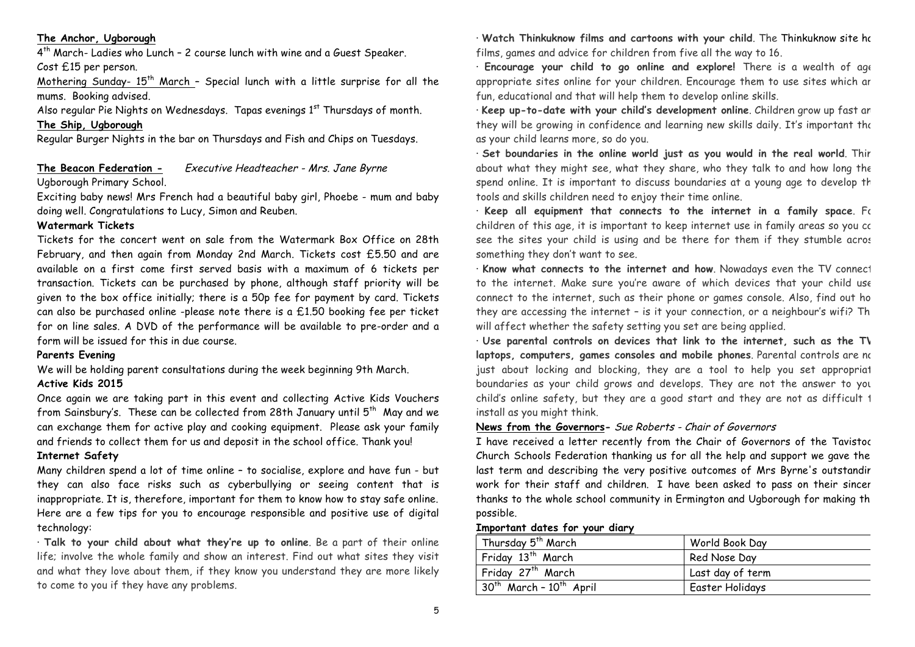**The Anchor, Ugborough**

4th March- Ladies who Lunch – 2 course lunch with wine and a Guest Speaker. Cost £15 per person.

Mothering Sunday- 15th March – Special lunch with a little surprise for all the mums. Booking advised.

Also regular Pie Nights on Wednesdays. Tapas evenings 1st Thursdays of month.

**The Ship, Ugborough**

Regular Burger Nights in the bar on Thursdays and Fish and Chips on Tuesdays.

**The Beacon Federation -** *Executive Headteacher - Mrs. Jane Byrne*

Ugborough Primary School.

Exciting baby news! Mrs French had a beautiful baby girl, Phoebe - mum and baby doing well. Congratulations to Lucy, Simon and Reuben.

**Watermark Tickets**

Tickets for the concert went on sale from the Watermark Box Office on 28th February, and then again from Monday 2nd March. Tickets cost £5.50 and are available on a first come first served basis with a maximum of 6 tickets per transaction. Tickets can be purchased by phone, although staff priority will be given to the box office initially; there is a 50p fee for payment by card. Tickets can also be purchased online -please note there is a £1.50 booking fee per ticket for on line sales. A DVD of the performance will be available to pre-order and a form will be issued for this in due course.

**Parents Evening**

We will be holding parent consultations during the week beginning 9th March.

**Active Kids 2015**

Once again we are taking part in this event and collecting Active Kids Vouchers from Sainsbury's. These can be collected from 28th January until 5th May and we can exchange them for active play and cooking equipment. Please ask your family and friends to collect them for us and deposit in the school office. Thank you!

**Internet Safety**

Many children spend a lot of time online – to socialise, explore and have fun - but they can also face risks such as cyberbullying or seeing content that is inappropriate. It is, therefore, important for them to know how to stay safe online. Here are a few tips for you to encourage responsible and positive use of digital technology:

· **Talk to your child about what they're up to online**. Be a part of their online life; involve the whole family and show an interest. Find out what sites they visit and what they love about them, if they know you understand they are more likely to come to you if they have any problems.

· **Watch Thinkuknow films and cartoons with your child**. The Thinkuknow site ho films, games and advice for children from five all the way to 16.

· **Encourage your child to go online and explore!** There is a wealth of age appropriate sites online for your children. Encourage them to use sites which ar fun, educational and that will help them to develop online skills.

· **Keep up-to-date with your child's development online**. Children grow up fast ar they will be growing in confidence and learning new skills daily. It's important tha as your child learns more, so do you.

· **Set boundaries in the online world just as you would in the real world**. Thir about what they might see, what they share, who they talk to and how long the spend online. It is important to discuss boundaries at a young age to develop th tools and skills children need to enjoy their time online.

· **Keep all equipment that connects to the internet in a family space**. Fo children of this age, it is important to keep internet use in family areas so you ca see the sites your child is using and be there for them if they stumble acros something they don't want to see.

· **Know what connects to the internet and how**. Nowadays even the TV connect to the internet. Make sure you're aware of which devices that your child use connect to the internet, such as their phone or games console. Also, find out ho they are accessing the internet – is it your connection, or a neighbour's wifi? Th will affect whether the safety setting you set are being applied.

· **Use parental controls on devices that link to the internet, such as the TV laptops, computers, games consoles and mobile phones**. Parental controls are no just about locking and blocking, they are a tool to help you set appropriat boundaries as your child grows and develops. They are not the answer to you child's online safety, but they are a good start and they are not as difficult t install as you might think.

**News from the Governors-** *Sue Roberts - Chair of Governors*

I have received a letter recently from the Chair of Governors of the Tavistoc Church Schools Federation thanking us for all the help and support we gave the last term and describing the very positive outcomes of Mrs Byrne's outstandir work for their staff and children. I have been asked to pass on their sincer thanks to the whole school community in Ermington and Ugborough for making th possible.

**Important dates for your diary**

| Date | Event |
|---|---|
| Thursday 5th March | World Book Day |
| Friday 13th March | Red Nose Day |
| Friday 27th March | Last day of term |
| 30th March – 10th April | Easter Holidays |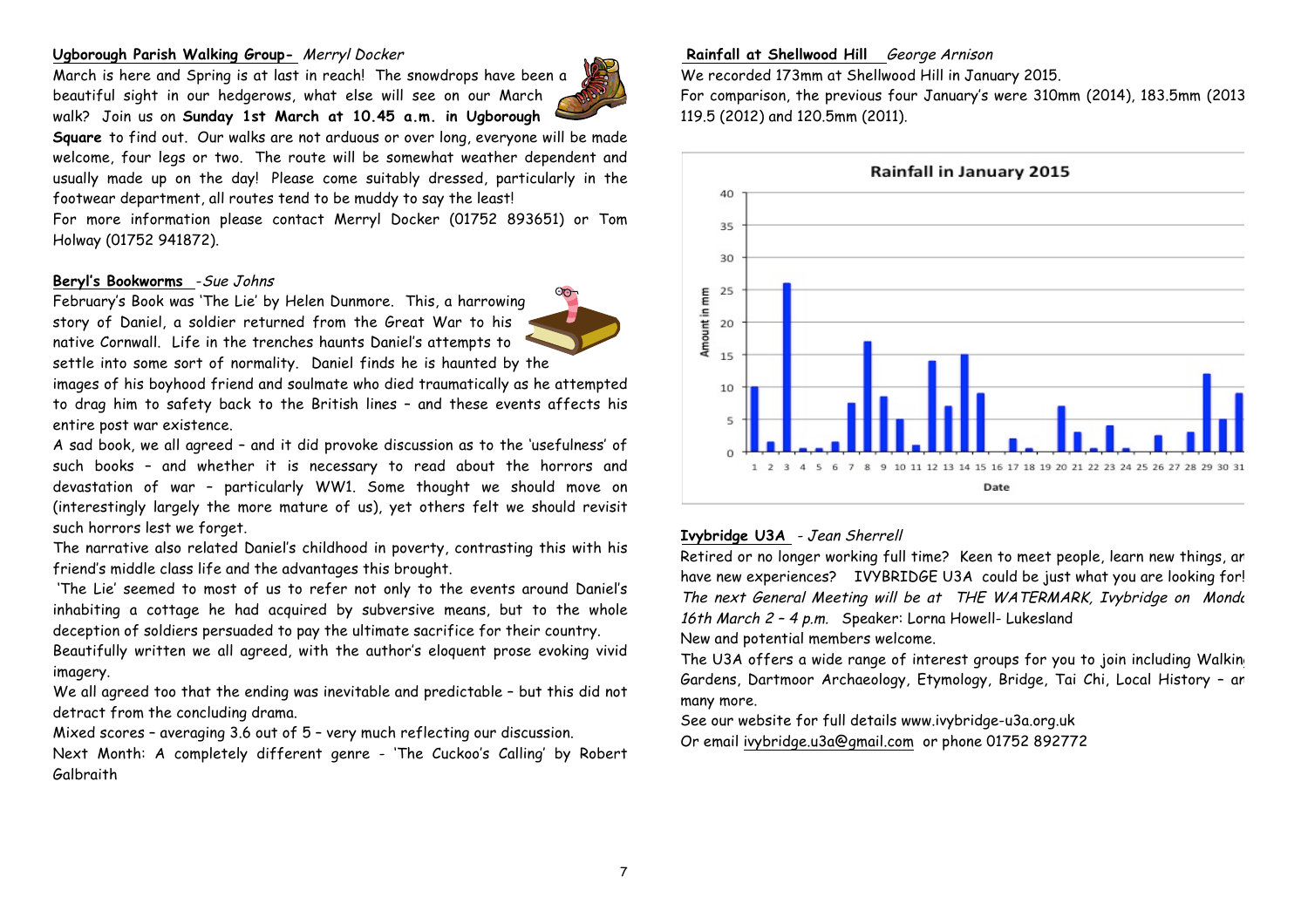**Ugborough Parish Walking Group-** *Merryl Docker*

March is here and Spring is at last in reach! The snowdrops have been a beautiful sight in our hedgerows, what else will see on our March walk? Join us on **Sunday 1st March at 10.45 a.m. in Ugborough Square** to find out. Our walks are not arduous or over long, everyone will be made welcome, four legs or two. The route will be somewhat weather dependent and usually made up on the day! Please come suitably dressed, particularly in the footwear department, all routes tend to be muddy to say the least!

For more information please contact Merryl Docker (01752 893651) or Tom Holway (01752 941872).

**Beryl's Bookworms** *-Sue Johns*

February's Book was 'The Lie' by Helen Dunmore. This, a harrowing story of Daniel, a soldier returned from the Great War to his native Cornwall. Life in the trenches haunts Daniel's attempts to settle into some sort of normality. Daniel finds he is haunted by the images of his boyhood friend and soulmate who died traumatically as he attempted to drag him to safety back to the British lines – and these events affects his entire post war existence.

A sad book, we all agreed – and it did provoke discussion as to the 'usefulness' of such books – and whether it is necessary to read about the horrors and devastation of war – particularly WW1. Some thought we should move on (interestingly largely the more mature of us), yet others felt we should revisit such horrors lest we forget.

The narrative also related Daniel's childhood in poverty, contrasting this with his friend's middle class life and the advantages this brought.

'The Lie' seemed to most of us to refer not only to the events around Daniel's inhabiting a cottage he had acquired by subversive means, but to the whole deception of soldiers persuaded to pay the ultimate sacrifice for their country.

Beautifully written we all agreed, with the author's eloquent prose evoking vivid imagery.

We all agreed too that the ending was inevitable and predictable – but this did not detract from the concluding drama.

Mixed scores – averaging 3.6 out of 5 – very much reflecting our discussion.

Next Month: A completely different genre - 'The Cuckoo's Calling' by Robert Galbraith

**Rainfall at Shellwood Hill** *George Arnison*

We recorded 173mm at Shellwood Hill in January 2015.

For comparison, the previous four January's were 310mm (2014), 183.5mm (2013 119.5 (2012) and 120.5mm (2011).

**Ivybridge U3A** *- Jean Sherrell*

Retired or no longer working full time? Keen to meet people, learn new things, ar have new experiences? IVYBRIDGE U3A could be just what you are looking for!

*The next General Meeting will be at THE WATERMARK, Ivybridge on Mond 16th March 2 – 4 p.m.* Speaker: Lorna Howell- Lukesland

New and potential members welcome.

The U3A offers a wide range of interest groups for you to join including Walkin Gardens, Dartmoor Archaeology, Etymology, Bridge, Tai Chi, Local History – ar many more.

See our website for full details www.ivybridge-u3a.org.uk

Or email ivybridge.u3a@gmail.com or phone 01752 892772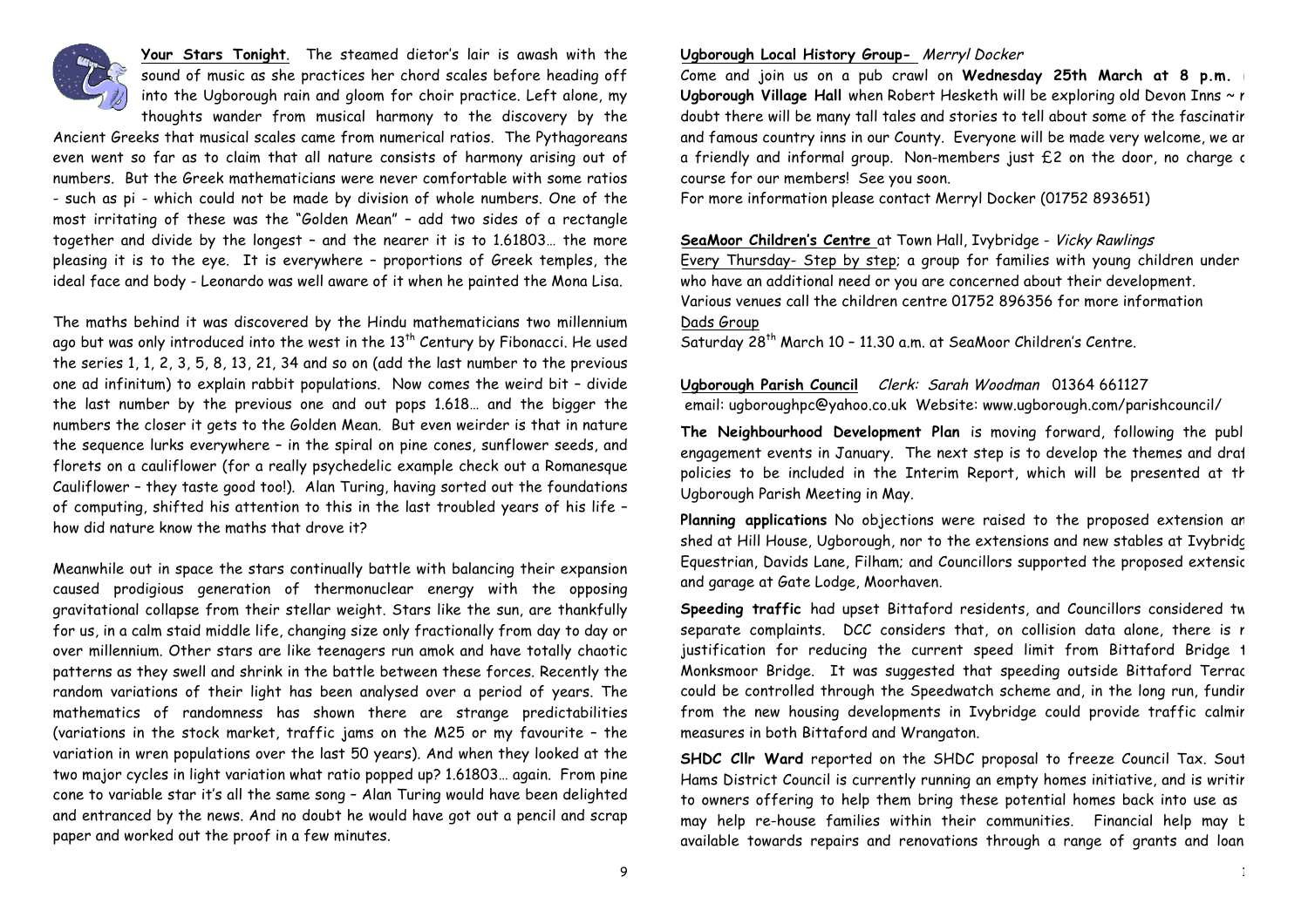**Your Stars Tonight**. The steamed dietor's lair is awash with the sound of music as she practices her chord scales before heading off into the Ugborough rain and gloom for choir practice. Left alone, my thoughts wander from musical harmony to the discovery by the Ancient Greeks that musical scales came from numerical ratios. The Pythagoreans even went so far as to claim that all nature consists of harmony arising out of numbers. But the Greek mathematicians were never comfortable with some ratios - such as pi - which could not be made by division of whole numbers. One of the most irritating of these was the "Golden Mean" – add two sides of a rectangle together and divide by the longest – and the nearer it is to 1.61803… the more pleasing it is to the eye. It is everywhere – proportions of Greek temples, the ideal face and body - Leonardo was well aware of it when he painted the Mona Lisa.

The maths behind it was discovered by the Hindu mathematicians two millennium ago but was only introduced into the west in the 13th Century by Fibonacci. He used the series 1, 1, 2, 3, 5, 8, 13, 21, 34 and so on (add the last number to the previous one ad infinitum) to explain rabbit populations. Now comes the weird bit – divide the last number by the previous one and out pops 1.618… and the bigger the numbers the closer it gets to the Golden Mean. But even weirder is that in nature the sequence lurks everywhere – in the spiral on pine cones, sunflower seeds, and florets on a cauliflower (for a really psychedelic example check out a Romanesque Cauliflower – they taste good too!). Alan Turing, having sorted out the foundations of computing, shifted his attention to this in the last troubled years of his life – how did nature know the maths that drove it?

Meanwhile out in space the stars continually battle with balancing their expansion caused prodigious generation of thermonuclear energy with the opposing gravitational collapse from their stellar weight. Stars like the sun, are thankfully for us, in a calm staid middle life, changing size only fractionally from day to day or over millennium. Other stars are like teenagers run amok and have totally chaotic patterns as they swell and shrink in the battle between these forces. Recently the random variations of their light has been analysed over a period of years. The mathematics of randomness has shown there are strange predictabilities (variations in the stock market, traffic jams on the M25 or my favourite – the variation in wren populations over the last 50 years). And when they looked at the two major cycles in light variation what ratio popped up? 1.61803… again. From pine cone to variable star it's all the same song – Alan Turing would have been delighted and entranced by the news. And no doubt he would have got out a pencil and scrap paper and worked out the proof in a few minutes.

**Ugborough Local History Group-** *Merryl Docker*

Come and join us on a pub crawl on **Wednesday 25th March at 8 p.m.** i **Ugborough Village Hall** when Robert Hesketh will be exploring old Devon Inns ~ r doubt there will be many tall tales and stories to tell about some of the fascinatir and famous country inns in our County. Everyone will be made very welcome, we ar a friendly and informal group. Non-members just £2 on the door, no charge c course for our members! See you soon.

For more information please contact Merryl Docker (01752 893651)

**SeaMoor Children's Centre** at Town Hall, Ivybridge - *Vicky Rawlings*

Every Thursday- Step by step; a group for families with young children under who have an additional need or you are concerned about their development.
Various venues call the children centre 01752 896356 for more information

Dads Group

Saturday 28th March 10 – 11.30 a.m. at SeaMoor Children's Centre.

**Ugborough Parish Council** *Clerk: Sarah Woodman* 01364 661127
email: ugboroughpc@yahoo.co.uk Website: www.ugborough.com/parishcouncil/

**The Neighbourhood Development Plan** is moving forward, following the publ engagement events in January. The next step is to develop the themes and drat policies to be included in the Interim Report, which will be presented at th Ugborough Parish Meeting in May.

**Planning applications** No objections were raised to the proposed extension ar shed at Hill House, Ugborough, nor to the extensions and new stables at Ivybridg Equestrian, Davids Lane, Filham; and Councillors supported the proposed extensic and garage at Gate Lodge, Moorhaven.

**Speeding traffic** had upset Bittaford residents, and Councillors considered tw separate complaints. DCC considers that, on collision data alone, there is r justification for reducing the current speed limit from Bittaford Bridge t Monksmoor Bridge. It was suggested that speeding outside Bittaford Terrac could be controlled through the Speedwatch scheme and, in the long run, fundir from the new housing developments in Ivybridge could provide traffic calmir measures in both Bittaford and Wrangaton.

**SHDC Cllr Ward** reported on the SHDC proposal to freeze Council Tax. Sout Hams District Council is currently running an empty homes initiative, and is writir to owners offering to help them bring these potential homes back into use as may help re-house families within their communities. Financial help may b available towards repairs and renovations through a range of grants and loan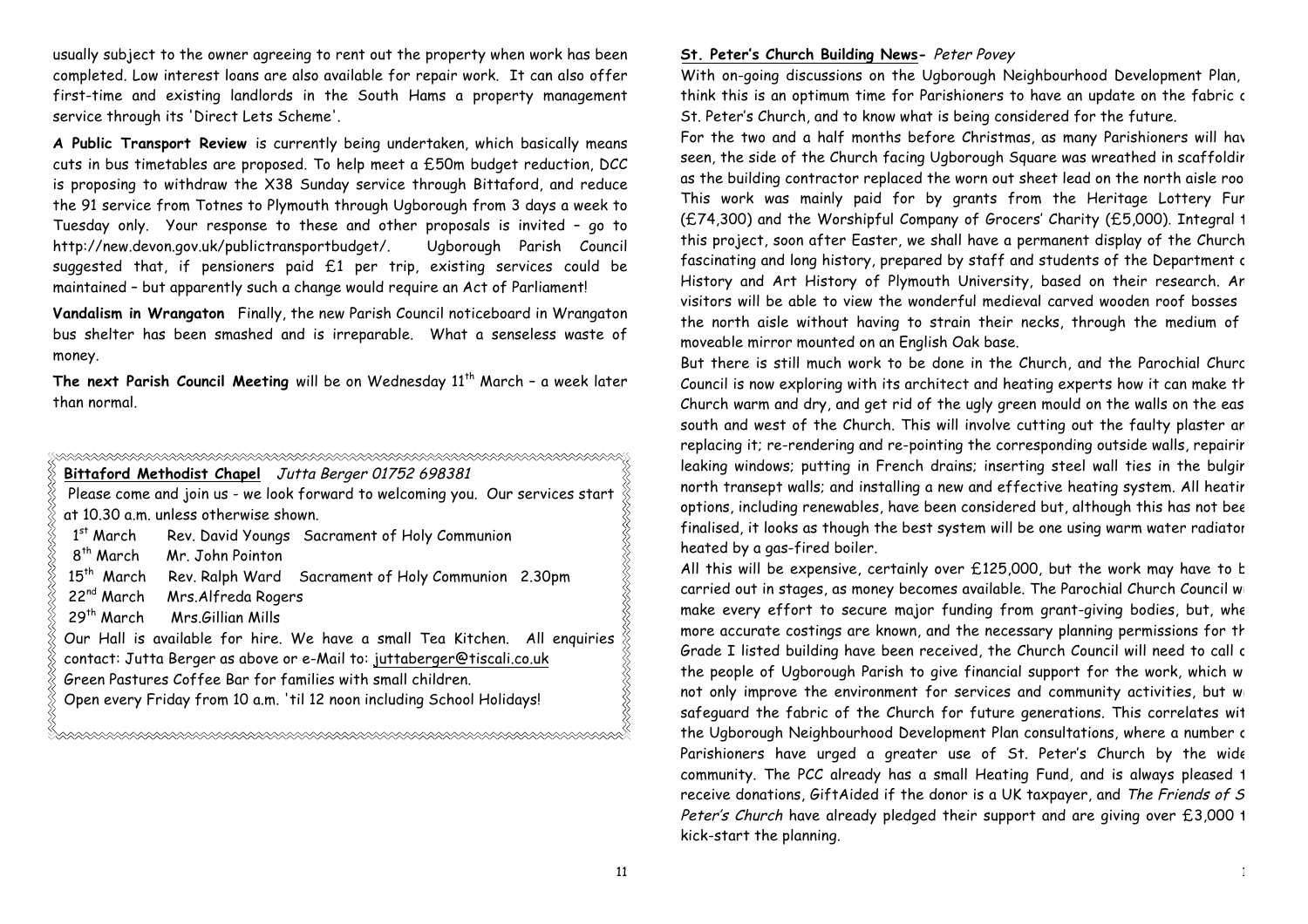usually subject to the owner agreeing to rent out the property when work has been completed. Low interest loans are also available for repair work. It can also offer first-time and existing landlords in the South Hams a property management service through its 'Direct Lets Scheme'.

**A Public Transport Review** is currently being undertaken, which basically means cuts in bus timetables are proposed. To help meet a £50m budget reduction, DCC is proposing to withdraw the X38 Sunday service through Bittaford, and reduce the 91 service from Totnes to Plymouth through Ugborough from 3 days a week to Tuesday only. Your response to these and other proposals is invited – go to http://new.devon.gov.uk/publictransportbudget/. Ugborough Parish Council suggested that, if pensioners paid £1 per trip, existing services could be maintained – but apparently such a change would require an Act of Parliament!

**Vandalism in Wrangaton** Finally, the new Parish Council noticeboard in Wrangaton bus shelter has been smashed and is irreparable. What a senseless waste of money.

**The next Parish Council Meeting** will be on Wednesday 11th March – a week later than normal.

**Bittaford Methodist Chapel** *Jutta Berger 01752 698381*

Please come and join us - we look forward to welcoming you. Our services start at 10.30 a.m. unless otherwise shown.

- 1st March Rev. David Youngs Sacrament of Holy Communion
- 8th March Mr. John Pointon
- 15th March Rev. Ralph Ward Sacrament of Holy Communion 2.30pm
- 22nd March Mrs.Alfreda Rogers
- 29th March Mrs.Gillian Mills

Our Hall is available for hire. We have a small Tea Kitchen. All enquiries contact: Jutta Berger as above or e-Mail to: juttaberger@tiscali.co.uk

Green Pastures Coffee Bar for families with small children.

Open every Friday from 10 a.m. 'til 12 noon including School Holidays!

**St. Peter's Church Building News-** *Peter Povey*

With on-going discussions on the Ugborough Neighbourhood Development Plan, think this is an optimum time for Parishioners to have an update on the fabric c St. Peter's Church, and to know what is being considered for the future.

For the two and a half months before Christmas, as many Parishioners will hav seen, the side of the Church facing Ugborough Square was wreathed in scaffoldir as the building contractor replaced the worn out sheet lead on the north aisle roo This work was mainly paid for by grants from the Heritage Lottery Fur (£74,300) and the Worshipful Company of Grocers' Charity (£5,000). Integral t this project, soon after Easter, we shall have a permanent display of the Church fascinating and long history, prepared by staff and students of the Department c History and Art History of Plymouth University, based on their research. Ar visitors will be able to view the wonderful medieval carved wooden roof bosses the north aisle without having to strain their necks, through the medium of moveable mirror mounted on an English Oak base.

But there is still much work to be done in the Church, and the Parochial Churc Council is now exploring with its architect and heating experts how it can make th Church warm and dry, and get rid of the ugly green mould on the walls on the eas south and west of the Church. This will involve cutting out the faulty plaster ar replacing it; re-rendering and re-pointing the corresponding outside walls, repairir leaking windows; putting in French drains; inserting steel wall ties in the bulgir north transept walls; and installing a new and effective heating system. All heatir options, including renewables, have been considered but, although this has not bee finalised, it looks as though the best system will be one using warm water radiator heated by a gas-fired boiler.

All this will be expensive, certainly over £125,000, but the work may have to b carried out in stages, as money becomes available. The Parochial Church Council w make every effort to secure major funding from grant-giving bodies, but, whe more accurate costings are known, and the necessary planning permissions for th Grade I listed building have been received, the Church Council will need to call c the people of Ugborough Parish to give financial support for the work, which w not only improve the environment for services and community activities, but w safeguard the fabric of the Church for future generations. This correlates wit the Ugborough Neighbourhood Development Plan consultations, where a number c Parishioners have urged a greater use of St. Peter's Church by the wide community. The PCC already has a small Heating Fund, and is always pleased t receive donations, GiftAided if the donor is a UK taxpayer, and *The Friends of S Peter's Church* have already pledged their support and are giving over £3,000 t kick-start the planning.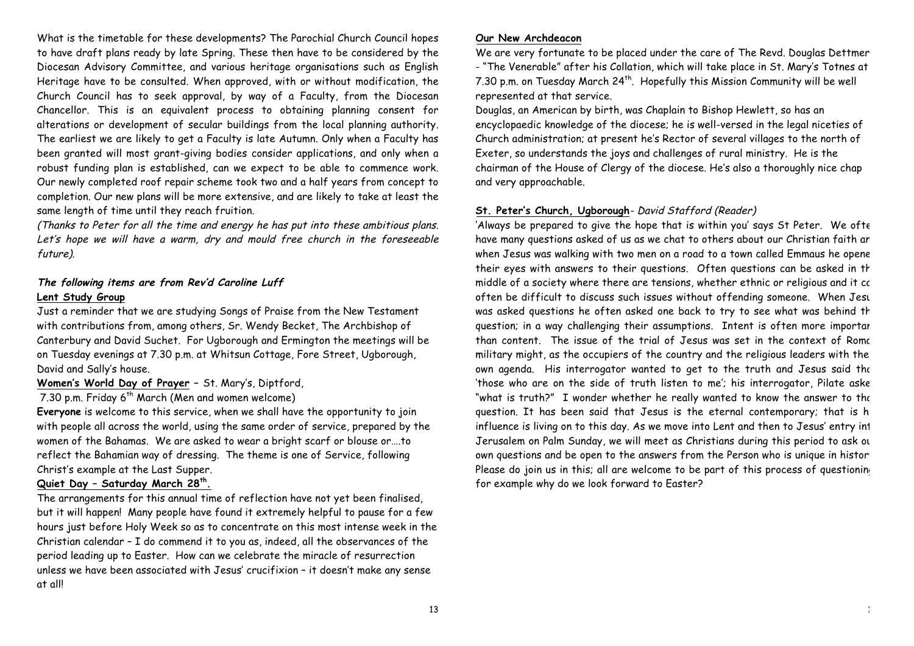What is the timetable for these developments? The Parochial Church Council hopes to have draft plans ready by late Spring. These then have to be considered by the Diocesan Advisory Committee, and various heritage organisations such as English Heritage have to be consulted. When approved, with or without modification, the Church Council has to seek approval, by way of a Faculty, from the Diocesan Chancellor. This is an equivalent process to obtaining planning consent for alterations or development of secular buildings from the local planning authority. The earliest we are likely to get a Faculty is late Autumn. Only when a Faculty has been granted will most grant-giving bodies consider applications, and only when a robust funding plan is established, can we expect to be able to commence work. Our newly completed roof repair scheme took two and a half years from concept to completion. Our new plans will be more extensive, and are likely to take at least the same length of time until they reach fruition.

*(Thanks to Peter for all the time and energy he has put into these ambitious plans. Let's hope we will have a warm, dry and mould free church in the foreseeable future).*

***The following items are from Rev'd Caroline Luff***

**Lent Study Group**

Just a reminder that we are studying Songs of Praise from the New Testament with contributions from, among others, Sr. Wendy Becket, The Archbishop of Canterbury and David Suchet. For Ugborough and Ermington the meetings will be on Tuesday evenings at 7.30 p.m. at Whitsun Cottage, Fore Street, Ugborough, David and Sally's house.

**Women's World Day of Prayer** – St. Mary's, Diptford,
7.30 p.m. Friday 6th March (Men and women welcome)

**Everyone** is welcome to this service, when we shall have the opportunity to join with people all across the world, using the same order of service, prepared by the women of the Bahamas. We are asked to wear a bright scarf or blouse or….to reflect the Bahamian way of dressing. The theme is one of Service, following Christ's example at the Last Supper.

**Quiet Day – Saturday March 28th.**

The arrangements for this annual time of reflection have not yet been finalised, but it will happen! Many people have found it extremely helpful to pause for a few hours just before Holy Week so as to concentrate on this most intense week in the Christian calendar – I do commend it to you as, indeed, all the observances of the period leading up to Easter. How can we celebrate the miracle of resurrection unless we have been associated with Jesus' crucifixion – it doesn't make any sense at all!

**Our New Archdeacon**

We are very fortunate to be placed under the care of The Revd. Douglas Dettmer - "The Venerable" after his Collation, which will take place in St. Mary's Totnes at 7.30 p.m. on Tuesday March 24th. Hopefully this Mission Community will be well represented at that service.

Douglas, an American by birth, was Chaplain to Bishop Hewlett, so has an encyclopaedic knowledge of the diocese; he is well-versed in the legal niceties of Church administration; at present he's Rector of several villages to the north of Exeter, so understands the joys and challenges of rural ministry. He is the chairman of the House of Clergy of the diocese. He's also a thoroughly nice chap and very approachable.

**St. Peter's Church, Ugborough**- *David Stafford (Reader)*

'Always be prepared to give the hope that is within you' says St Peter. We ofte have many questions asked of us as we chat to others about our Christian faith ar when Jesus was walking with two men on a road to a town called Emmaus he opene their eyes with answers to their questions. Often questions can be asked in th middle of a society where there are tensions, whether ethnic or religious and it co often be difficult to discuss such issues without offending someone. When Jesu was asked questions he often asked one back to try to see what was behind th question; in a way challenging their assumptions. Intent is often more importar than content. The issue of the trial of Jesus was set in the context of Roma military might, as the occupiers of the country and the religious leaders with the own agenda. His interrogator wanted to get to the truth and Jesus said tha 'those who are on the side of truth listen to me'; his interrogator, Pilate aske "what is truth?" I wonder whether he really wanted to know the answer to tha question. It has been said that Jesus is the eternal contemporary; that is h influence is living on to this day. As we move into Lent and then to Jesus' entry int Jerusalem on Palm Sunday, we will meet as Christians during this period to ask ou own questions and be open to the answers from the Person who is unique in histor Please do join us in this; all are welcome to be part of this process of questioning for example why do we look forward to Easter?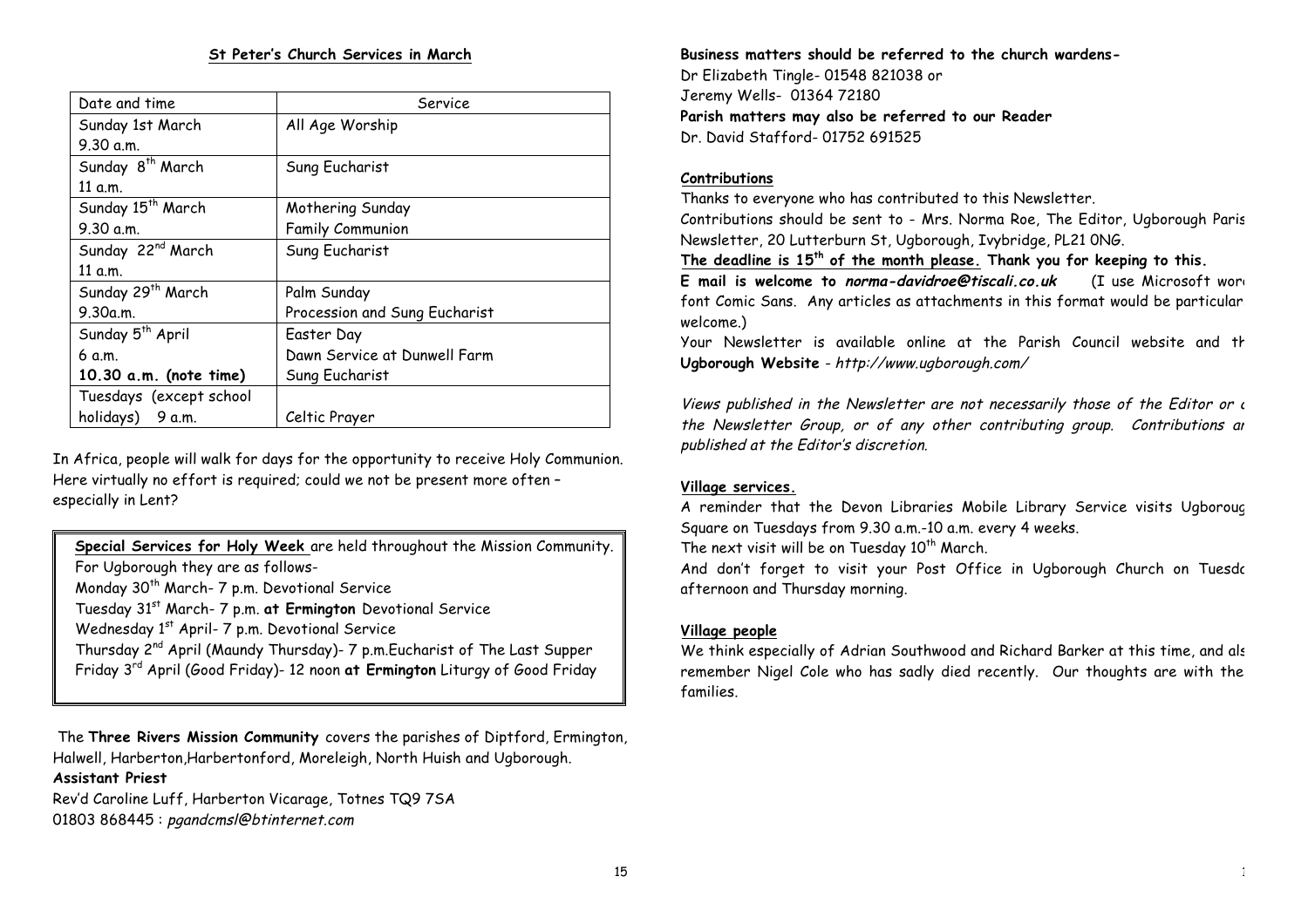## St Peter's Church Services in March

| Date and time | Service |
|---|---|
| Sunday 1st March 9.30 a.m. | All Age Worship |
| Sunday 8th March 11 a.m. | Sung Eucharist |
| Sunday 15th March 9.30 a.m. | Mothering Sunday Family Communion |
| Sunday 22nd March 11 a.m. | Sung Eucharist |
| Sunday 29th March 9.30a.m. | Palm Sunday Procession and Sung Eucharist |
| Sunday 5th April 6 a.m. **10.30 a.m. (note time)** | Easter Day Dawn Service at Dunwell Farm Sung Eucharist |
| Tuesdays (except school holidays) 9 a.m. | Celtic Prayer |

In Africa, people will walk for days for the opportunity to receive Holy Communion. Here virtually no effort is required; could we not be present more often – especially in Lent?

**Special Services for Holy Week** are held throughout the Mission Community. For Ugborough they are as follows-
Monday 30th March- 7 p.m. Devotional Service
Tuesday 31st March- 7 p.m. **at Ermington** Devotional Service
Wednesday 1st April- 7 p.m. Devotional Service
Thursday 2nd April (Maundy Thursday)- 7 p.m.Eucharist of The Last Supper
Friday 3rd April (Good Friday)- 12 noon **at Ermington** Liturgy of Good Friday

The **Three Rivers Mission Community** covers the parishes of Diptford, Ermington, Halwell, Harberton,Harbertonford, Moreleigh, North Huish and Ugborough.

**Assistant Priest**
Rev'd Caroline Luff, Harberton Vicarage, Totnes TQ9 7SA
01803 868445 : *pgandcmsl@btinternet.com*

**Business matters should be referred to the church wardens-**
Dr Elizabeth Tingle- 01548 821038 or
Jeremy Wells- 01364 72180
**Parish matters may also be referred to our Reader**
Dr. David Stafford- 01752 691525

### Contributions

Thanks to everyone who has contributed to this Newsletter.
Contributions should be sent to - Mrs. Norma Roe, The Editor, Ugborough Paris Newsletter, 20 Lutterburn St, Ugborough, Ivybridge, PL21 0NG.
**The deadline is 15th of the month please.** **Thank you for keeping to this.**
**E mail is welcome to *norma-davidroe@tiscali.co.uk*** (I use Microsoft word font Comic Sans. Any articles as attachments in this format would be particular welcome.)
Your Newsletter is available online at the Parish Council website and th **Ugborough Website** - *http://www.ugborough.com/*

*Views published in the Newsletter are not necessarily those of the Editor or of the Newsletter Group, or of any other contributing group. Contributions ar published at the Editor's discretion.*

### Village services.

A reminder that the Devon Libraries Mobile Library Service visits Ugboroug Square on Tuesdays from 9.30 a.m.-10 a.m. every 4 weeks.
The next visit will be on Tuesday 10th March.
And don't forget to visit your Post Office in Ugborough Church on Tuesda afternoon and Thursday morning.

### Village people

We think especially of Adrian Southwood and Richard Barker at this time, and als remember Nigel Cole who has sadly died recently. Our thoughts are with the families.